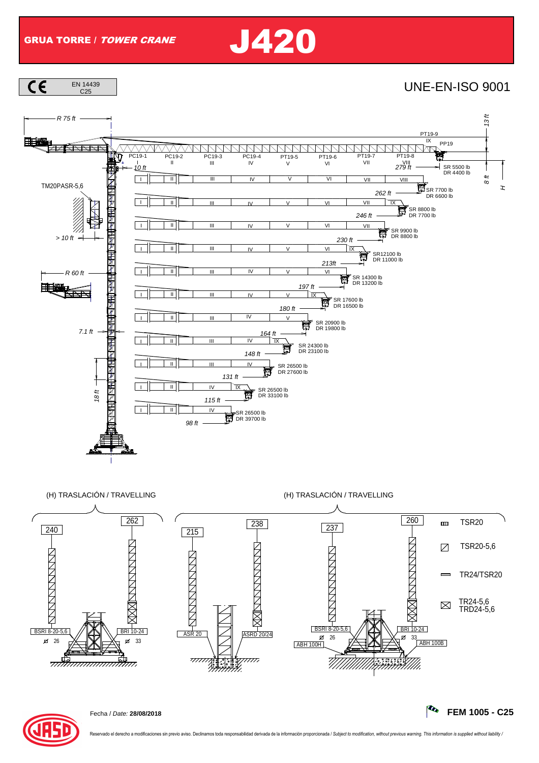# GRUA TORRE / *TOWER CRANE* J420

CE EN 14439 C25

UNE-EN-ISO 9001

R 75 ft

13 ft

PT19-9 IX PP19

PC19-1 I | PC19-2 II | PC19-3 III | PC19-4 IV | PT19-5 V | PT19-6 VI | PT19-7 VII | PT19-8 VIII

10 ft

279 ft — SR 5500 lb DR 4400 lb

8 ft

H

TM20PASR-5,6

262 ft — SR 7700 lb DR 6600 lb

246 ft — SR 8800 lb DR 7700 lb

230 ft — SR 9900 lb DR 8800 lb

> 10 ft

213ft — SR12100 lb DR 11000 lb

R 60 ft

197 ft — SR 14300 lb DR 13200 lb

180 ft — SR 17600 lb DR 16500 lb

164 ft — SR 20900 lb DR 19800 lb

7.1 ft

148 ft — SR 24300 lb DR 23100 lb

131 ft — SR 26500 lb DR 27600 lb

18 ft

115 ft — SR 26500 lb DR 33100 lb

98 ft — SR 26500 lb DR 39700 lb

| Jib length | Sections |
|---|---|
| 279 ft | I, II, III, IV, V, VI, VII, VIII |
| 262 ft | I, II, III, IV, V, VI, VII, IX |
| 246 ft | I, II, III, IV, V, VI, VII |
| 230 ft | I, II, III, IV, V, VI, IX |
| 213 ft | I, II, III, IV, V, VI |
| 197 ft | I, II, III, IV, V, IX |
| 180 ft | I, II, III, IV, V |
| 164 ft | I, II, III, IV, IX |
| 148 ft | I, II, III, IV |
| 131 ft | I, II, IV, IX |
| 115 ft | I, II, IV |

(H) TRASLACIÓN / TRAVELLING

240 — BSRI 8-20-5,6 — Ø 26

262 — BRI 10-24 — Ø 33

(H) TRASLACIÓN / TRAVELLING

215 — ASR 20

238 — ASRD 20/24

237 — BSRI 8-20-5,6 — Ø 26 — ABH 100H

260 — BRI 10-24 — Ø 33 — ABH 100B

TSR20

TSR20-5,6

TR24/TSR20

TR24-5,6
TRD24-5,6

Fecha / *Date:* **28/08/2018**

**FEM 1005 - C25**

Reservado el derecho a modificaciones sin previo aviso. Declinamos toda responsabilidad derivada de la información proporcionada / *Subject to modification, without previous warning. This information is supplied without liability /*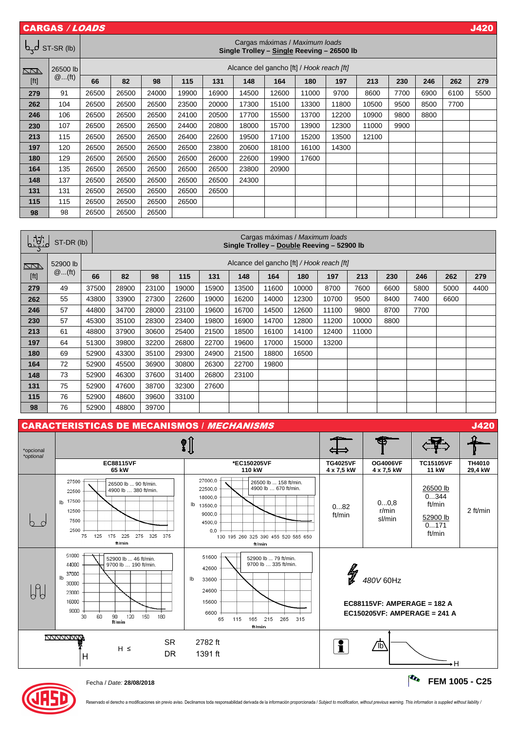## CARGAS / *LOADS* — J420

| ST-SR (lb) | | Cargas máximas / *Maximum loads* **Single Trolley – Single Reeving – 26500 lb** | | | | | | | | | | | | | |
|---|---|---|---|---|---|---|---|---|---|---|---|---|---|---|---|
| | 26500 lb | Alcance del gancho [ft] / *Hook reach [ft]* | | | | | | | | | | | | | |
| [ft] | @...(ft) | **66** | **82** | **98** | **115** | **131** | **148** | **164** | **180** | **197** | **213** | **230** | **246** | **262** | **279** |
| **279** | 91 | 26500 | 26500 | 24000 | 19900 | 16900 | 14500 | 12600 | 11000 | 9700 | 8600 | 7700 | 6900 | 6100 | 5500 |
| **262** | 104 | 26500 | 26500 | 26500 | 23500 | 20000 | 17300 | 15100 | 13300 | 11800 | 10500 | 9500 | 8500 | 7700 | |
| **246** | 106 | 26500 | 26500 | 26500 | 24100 | 20500 | 17700 | 15500 | 13700 | 12200 | 10900 | 9800 | 8800 | | |
| **230** | 107 | 26500 | 26500 | 26500 | 24400 | 20800 | 18000 | 15700 | 13900 | 12300 | 11000 | 9900 | | | |
| **213** | 115 | 26500 | 26500 | 26500 | 26400 | 22600 | 19500 | 17100 | 15200 | 13500 | 12100 | | | | |
| **197** | 120 | 26500 | 26500 | 26500 | 26500 | 23800 | 20600 | 18100 | 16100 | 14300 | | | | | |
| **180** | 129 | 26500 | 26500 | 26500 | 26500 | 26000 | 22600 | 19900 | 17600 | | | | | | |
| **164** | 135 | 26500 | 26500 | 26500 | 26500 | 26500 | 23800 | 20900 | | | | | | | |
| **148** | 137 | 26500 | 26500 | 26500 | 26500 | 26500 | 24300 | | | | | | | | |
| **131** | 131 | 26500 | 26500 | 26500 | 26500 | 26500 | | | | | | | | | |
| **115** | 115 | 26500 | 26500 | 26500 | 26500 | | | | | | | | | | |
| **98** | 98 | 26500 | 26500 | 26500 | | | | | | | | | | | |

| ST-DR (lb) | | Cargas máximas / *Maximum loads* **Single Trolley – Double Reeving – 52900 lb** | | | | | | | | | | | | | |
|---|---|---|---|---|---|---|---|---|---|---|---|---|---|---|---|
| | 52900 lb | Alcance del gancho [ft] / *Hook reach [ft]* | | | | | | | | | | | | | |
| [ft] | @...(ft) | **66** | **82** | **98** | **115** | **131** | **148** | **164** | **180** | **197** | **213** | **230** | **246** | **262** | **279** |
| **279** | 49 | 37500 | 28900 | 23100 | 19000 | 15900 | 13500 | 11600 | 10000 | 8700 | 7600 | 6600 | 5800 | 5000 | 4400 |
| **262** | 55 | 43800 | 33900 | 27300 | 22600 | 19000 | 16200 | 14000 | 12300 | 10700 | 9500 | 8400 | 7400 | 6600 | |
| **246** | 57 | 44800 | 34700 | 28000 | 23100 | 19600 | 16700 | 14500 | 12600 | 11100 | 9800 | 8700 | 7700 | | |
| **230** | 57 | 45300 | 35100 | 28300 | 23400 | 19800 | 16900 | 14700 | 12800 | 11200 | 10000 | 8800 | | | |
| **213** | 61 | 48800 | 37900 | 30600 | 25400 | 21500 | 18500 | 16100 | 14100 | 12400 | 11000 | | | | |
| **197** | 64 | 51300 | 39800 | 32200 | 26800 | 22700 | 19600 | 17000 | 15000 | 13200 | | | | | |
| **180** | 69 | 52900 | 43300 | 35100 | 29300 | 24900 | 21500 | 18800 | 16500 | | | | | | |
| **164** | 72 | 52900 | 45500 | 36900 | 30800 | 26300 | 22700 | 19800 | | | | | | | |
| **148** | 73 | 52900 | 46300 | 37600 | 31400 | 26800 | 23100 | | | | | | | | |
| **131** | 75 | 52900 | 47600 | 38700 | 32300 | 27600 | | | | | | | | | |
| **115** | 76 | 52900 | 48600 | 39600 | 33100 | | | | | | | | | | |
| **98** | 76 | 52900 | 48800 | 39700 | | | | | | | | | | | |

## CARACTERISTICAS DE MECANISMOS / *MECHANISMS* — J420

| *opcional *optional* | **EC88115VF** 65 kW | ***EC150205VF** 110 kW | **TG4025VF** 4 x 7,5 kW | **OG4006VF** 4 x 7,5 kW | **TC15105VF** 11 kW | **TH4010** 29,4 kW |
|---|---|---|---|---|---|---|
| SR | 26500 lb ... 90 ft/min. 4900 lb ... 380 ft/min. | 26500 lb ... 158 ft/min. 4900 lb ... 670 ft/min. | 0...82 ft/min | 0...0,8 r/min sl/min | 26500 lb 0...344 ft/min; 52900 lb 0...171 ft/min | 2 ft/min |
| DR | 52900 lb ... 46 ft/min. 9700 lb ... 190 ft/min. | 52900 lb ... 79 ft/min. 9700 lb ... 335 ft/min. | 480V 60Hz; **EC88115VF: AMPERAGE = 182 A**; **EC150205VF: AMPERAGE = 241 A** | | | |

H ≤ SR 2782 ft; DR 1391 ft

Fecha / *Date:* **28/08/2018**

**FEM 1005 - C25**

Reservado el derecho a modificaciones sin previo aviso. Declinamos toda responsabilidad derivada de la información proporcionada / *Subject to modification, without previous warning. This information is supplied without liability /*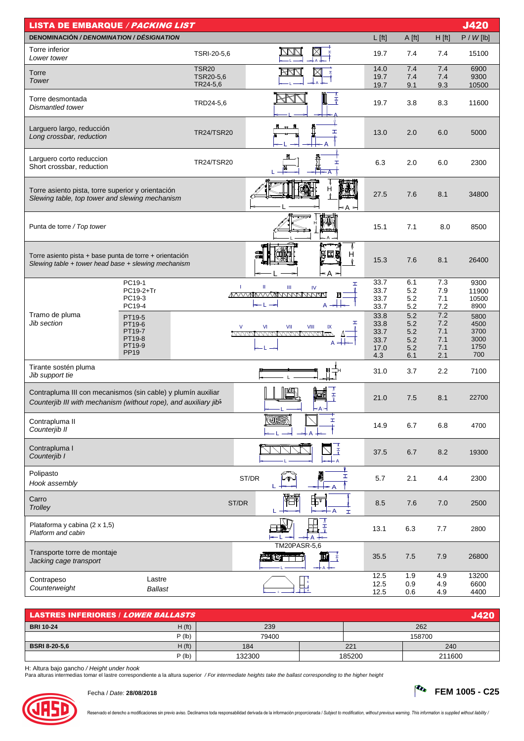## LISTA DE EMBARQUE / *PACKING LIST* — J420

| DENOMINACIÓN / *DENOMINATION / DÉSIGNATION* | | L [ft] | A [ft] | H [ft] | P / *W* [lb] |
|---|---|---|---|---|---|
| Torre inferior / *Lower tower* | TSRI-20-5,6 | 19.7 | 7.4 | 7.4 | 15100 |
| Torre / *Tower* | TSR20 | 14.0 | 7.4 | 7.4 | 6900 |
| | TSR20-5,6 | 19.7 | 7.4 | 7.4 | 9300 |
| | TR24-5,6 | 19.7 | 9.1 | 9.3 | 10500 |
| Torre desmontada / *Dismantled tower* | TRD24-5,6 | 19.7 | 3.8 | 8.3 | 11600 |
| Larguero largo, reducción / *Long crossbar, reduction* | TR24/TSR20 | 13.0 | 2.0 | 6.0 | 5000 |
| Larguero corto reduccion / Short crossbar, reduction | TR24/TSR20 | 6.3 | 2.0 | 6.0 | 2300 |
| Torre asiento pista, torre superior y orientación / *Slewing table, top tower and slewing mechanism* | | 27.5 | 7.6 | 8.1 | 34800 |
| Punta de torre / *Top tower* | | 15.1 | 7.1 | 8.0 | 8500 |
| Torre asiento pista + base punta de torre + orientación / *Slewing table + tower head base + slewing mechanism* | | 15.3 | 7.6 | 8.1 | 26400 |
| Tramo de pluma / *Jib section* | PC19-1 | 33.7 | 6.1 | 7.3 | 9300 |
| | PC19-2+Tr | 33.7 | 5.2 | 7.9 | 11900 |
| | PC19-3 | 33.7 | 5.2 | 7.1 | 10500 |
| | PC19-4 | 33.7 | 5.2 | 7.2 | 8900 |
| | PT19-5 | 33.8 | 5.2 | 7.2 | 5800 |
| | PT19-6 | 33.8 | 5.2 | 7.2 | 4500 |
| | PT19-7 | 33.7 | 5.2 | 7.1 | 3700 |
| | PT19-8 | 33.7 | 5.2 | 7.1 | 3000 |
| | PT19-9 | 17.0 | 5.2 | 7.1 | 1750 |
| | PP19 | 4.3 | 6.1 | 2.1 | 700 |
| Tirante sostén pluma / *Jib support tie* | | 31.0 | 3.7 | 2.2 | 7100 |
| Contrapluma III con mecanismos (sin cable) y plumín auxiliar / *Counterjib III with mechanism (without rope), and auxiliary jib*[5] | | 21.0 | 7.5 | 8.1 | 22700 |
| Contrapluma II / *Counterjib II* | | 14.9 | 6.7 | 6.8 | 4700 |
| Contrapluma I / *Counterjib I* | | 37.5 | 6.7 | 8.2 | 19300 |
| Polipasto / *Hook assembly* | ST/DR | 5.7 | 2.1 | 4.4 | 2300 |
| Carro / *Trolley* | ST/DR | 8.5 | 7.6 | 7.0 | 2500 |
| Plataforma y cabina (2 x 1,5) / *Platform and cabin* | | 13.1 | 6.3 | 7.7 | 2800 |
| Transporte torre de montaje / *Jacking cage transport* | TM20PASR-5,6 | 35.5 | 7.5 | 7.9 | 26800 |
| Contrapeso / *Counterweight* | Lastre / *Ballast* | 12.5 | 1.9 | 4.9 | 13200 |
| | | 12.5 | 0.9 | 4.9 | 6600 |
| | | 12.5 | 0.6 | 4.9 | 4400 |

## LASTRES INFERIORES / *LOWER BALLASTS* — J420

| | | | | |
|---|---|---|---|---|
| **BRI 10-24** | H (ft) | 239 | 262 | |
| | P (lb) | 79400 | 158700 | |
| **BSRI 8-20-5,6** | H (ft) | 184 | 221 | 240 |
| | P (lb) | 132300 | 185200 | 211600 |

H: Altura bajo gancho / *Height under hook*
Para alturas intermedias tomar el lastre correspondiente a la altura superior / *For intermediate heights take the ballast corresponding to the higher height*

Fecha / *Date:* **28/08/2018**

**FEM 1005 - C25**

Reservado el derecho a modificaciones sin previo aviso. Declinamos toda responsabilidad derivada de la información proporcionada / *Subject to modification, without previous warning. This information is supplied without liability /*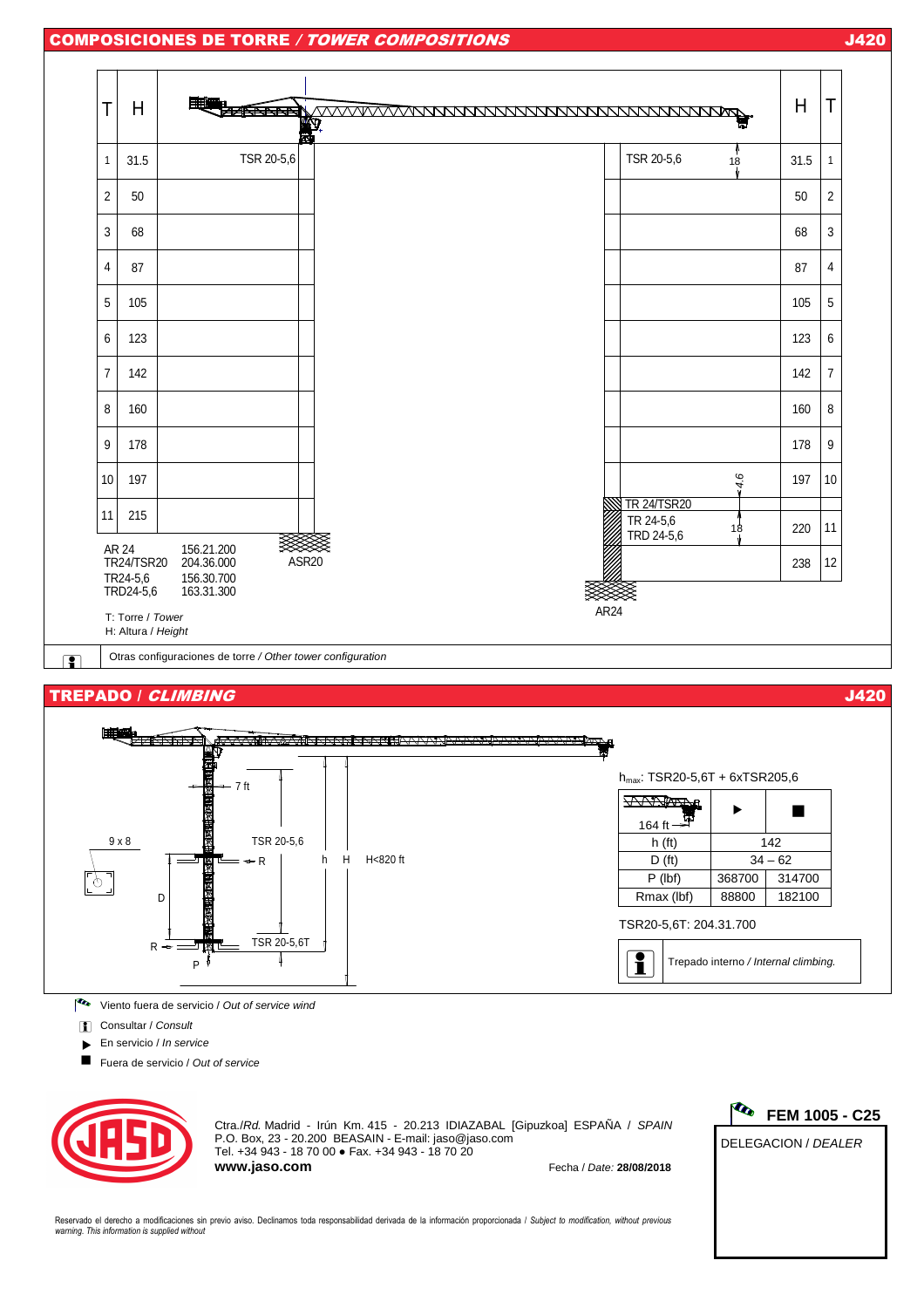## COMPOSICIONES DE TORRE / *TOWER COMPOSITIONS*

J420

| T | H | | | H | T |
|---|---|---|---|---|---|
| 1 | 31.5 | TSR 20-5,6 | TSR 20-5,6 18 | 31.5 | 1 |
| 2 | 50 | | | 50 | 2 |
| 3 | 68 | | | 68 | 3 |
| 4 | 87 | | | 87 | 4 |
| 5 | 105 | | | 105 | 5 |
| 6 | 123 | | | 123 | 6 |
| 7 | 142 | | | 142 | 7 |
| 8 | 160 | | | 160 | 8 |
| 9 | 178 | | | 178 | 9 |
| 10 | 197 | | 4.6 | 197 | 10 |
| 11 | 215 | | TR 24/TSR20 TR 24-5,6 TRD 24-5,6 18 | 220 | 11 |
| | | ASR20 | | 238 | 12 |

AR24

| | |
|---|---|
| AR 24 | 156.21.200 |
| TR24/TSR20 | 204.36.000 |
| TR24-5,6 | 156.30.700 |
| TRD24-5,6 | 163.31.300 |

T: Torre / *Tower*
H: Altura / *Height*

Otras configuraciones de torre / *Other tower configuration*

## TREPADO / *CLIMBING*

J420

7 ft
9 x 8
TSR 20-5,6
R
h H H<820 ft
D
R
TSR 20-5,6T
P

$h_{max}$: TSR20-5,6T + 6xTSR205,6

| 164 ft | ▶ | ■ |
|---|---|---|
| h (ft) | 142 | |
| D (ft) | 34 – 62 | |
| P (lbf) | 368700 | 314700 |
| Rmax (lbf) | 88800 | 182100 |

TSR20-5,6T: 204.31.700

Trepado interno / *Internal climbing.*

- Viento fuera de servicio / *Out of service wind*
- Consultar / *Consult*
- ▶ En servicio / *In service*
- ■ Fuera de servicio / *Out of service*

Ctra./*Rd.* Madrid - Irún Km. 415 - 20.213 IDIAZABAL [Gipuzkoa] ESPAÑA / *SPAIN*
P.O. Box, 23 - 20.200 BEASAIN - E-mail: jaso@jaso.com
Tel. +34 943 - 18 70 00 ● Fax. +34 943 - 18 70 20
**www.jaso.com**

Fecha / *Date:* **28/08/2018**

**FEM 1005 - C25**

DELEGACION / *DEALER*

Reservado el derecho a modificaciones sin previo aviso. Declinamos toda responsabilidad derivada de la información proporcionada / *Subject to modification, without previous warning. This information is supplied without*